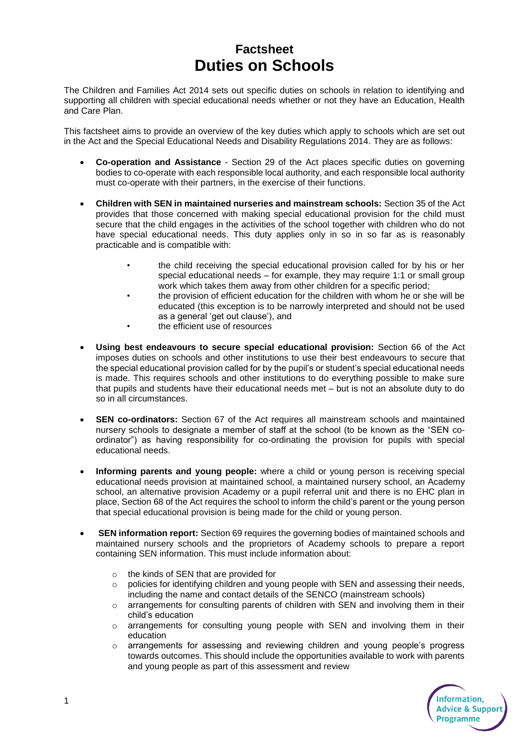# Factsheet
# Duties on Schools

The Children and Families Act 2014 sets out specific duties on schools in relation to identifying and supporting all children with special educational needs whether or not they have an Education, Health and Care Plan.

This factsheet aims to provide an overview of the key duties which apply to schools which are set out in the Act and the Special Educational Needs and Disability Regulations 2014. They are as follows:

- **Co-operation and Assistance** - Section 29 of the Act places specific duties on governing bodies to co-operate with each responsible local authority, and each responsible local authority must co-operate with their partners, in the exercise of their functions.

- **Children with SEN in maintained nurseries and mainstream schools:** Section 35 of the Act provides that those concerned with making special educational provision for the child must secure that the child engages in the activities of the school together with children who do not have special educational needs. This duty applies only in so in so far as is reasonably practicable and is compatible with:

    - the child receiving the special educational provision called for by his or her special educational needs – for example, they may require 1:1 or small group work which takes them away from other children for a specific period;
    - the provision of efficient education for the children with whom he or she will be educated (this exception is to be narrowly interpreted and should not be used as a general 'get out clause'), and
    - the efficient use of resources

- **Using best endeavours to secure special educational provision:** Section 66 of the Act imposes duties on schools and other institutions to use their best endeavours to secure that the special educational provision called for by the pupil's or student's special educational needs is made. This requires schools and other institutions to do everything possible to make sure that pupils and students have their educational needs met – but is not an absolute duty to do so in all circumstances.

- **SEN co-ordinators:** Section 67 of the Act requires all mainstream schools and maintained nursery schools to designate a member of staff at the school (to be known as the "SEN co-ordinator") as having responsibility for co-ordinating the provision for pupils with special educational needs.

- **Informing parents and young people:** where a child or young person is receiving special educational needs provision at maintained school, a maintained nursery school, an Academy school, an alternative provision Academy or a pupil referral unit and there is no EHC plan in place, Section 68 of the Act requires the school to inform the child's parent or the young person that special educational provision is being made for the child or young person.

- **SEN information report:** Section 69 requires the governing bodies of maintained schools and maintained nursery schools and the proprietors of Academy schools to prepare a report containing SEN information. This must include information about:

    - the kinds of SEN that are provided for
    - policies for identifying children and young people with SEN and assessing their needs, including the name and contact details of the SENCO (mainstream schools)
    - arrangements for consulting parents of children with SEN and involving them in their child's education
    - arrangements for consulting young people with SEN and involving them in their education
    - arrangements for assessing and reviewing children and young people's progress towards outcomes. This should include the opportunities available to work with parents and young people as part of this assessment and review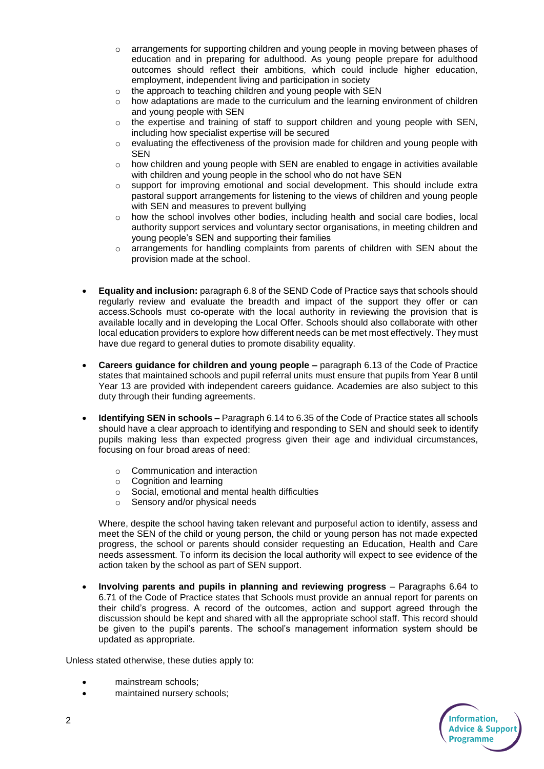- arrangements for supporting children and young people in moving between phases of education and in preparing for adulthood. As young people prepare for adulthood outcomes should reflect their ambitions, which could include higher education, employment, independent living and participation in society
    - the approach to teaching children and young people with SEN
    - how adaptations are made to the curriculum and the learning environment of children and young people with SEN
    - the expertise and training of staff to support children and young people with SEN, including how specialist expertise will be secured
    - evaluating the effectiveness of the provision made for children and young people with SEN
    - how children and young people with SEN are enabled to engage in activities available with children and young people in the school who do not have SEN
    - support for improving emotional and social development. This should include extra pastoral support arrangements for listening to the views of children and young people with SEN and measures to prevent bullying
    - how the school involves other bodies, including health and social care bodies, local authority support services and voluntary sector organisations, in meeting children and young people's SEN and supporting their families
    - arrangements for handling complaints from parents of children with SEN about the provision made at the school.

- **Equality and inclusion:** paragraph 6.8 of the SEND Code of Practice says that schools should regularly review and evaluate the breadth and impact of the support they offer or can access.Schools must co-operate with the local authority in reviewing the provision that is available locally and in developing the Local Offer. Schools should also collaborate with other local education providers to explore how different needs can be met most effectively. They must have due regard to general duties to promote disability equality.

- **Careers guidance for children and young people –** paragraph 6.13 of the Code of Practice states that maintained schools and pupil referral units must ensure that pupils from Year 8 until Year 13 are provided with independent careers guidance. Academies are also subject to this duty through their funding agreements.

- **Identifying SEN in schools –** Paragraph 6.14 to 6.35 of the Code of Practice states all schools should have a clear approach to identifying and responding to SEN and should seek to identify pupils making less than expected progress given their age and individual circumstances, focusing on four broad areas of need:

    - Communication and interaction
    - Cognition and learning
    - Social, emotional and mental health difficulties
    - Sensory and/or physical needs

  Where, despite the school having taken relevant and purposeful action to identify, assess and meet the SEN of the child or young person, the child or young person has not made expected progress, the school or parents should consider requesting an Education, Health and Care needs assessment. To inform its decision the local authority will expect to see evidence of the action taken by the school as part of SEN support.

- **Involving parents and pupils in planning and reviewing progress** – Paragraphs 6.64 to 6.71 of the Code of Practice states that Schools must provide an annual report for parents on their child's progress. A record of the outcomes, action and support agreed through the discussion should be kept and shared with all the appropriate school staff. This record should be given to the pupil's parents. The school's management information system should be updated as appropriate.

Unless stated otherwise, these duties apply to:

- mainstream schools;
- maintained nursery schools;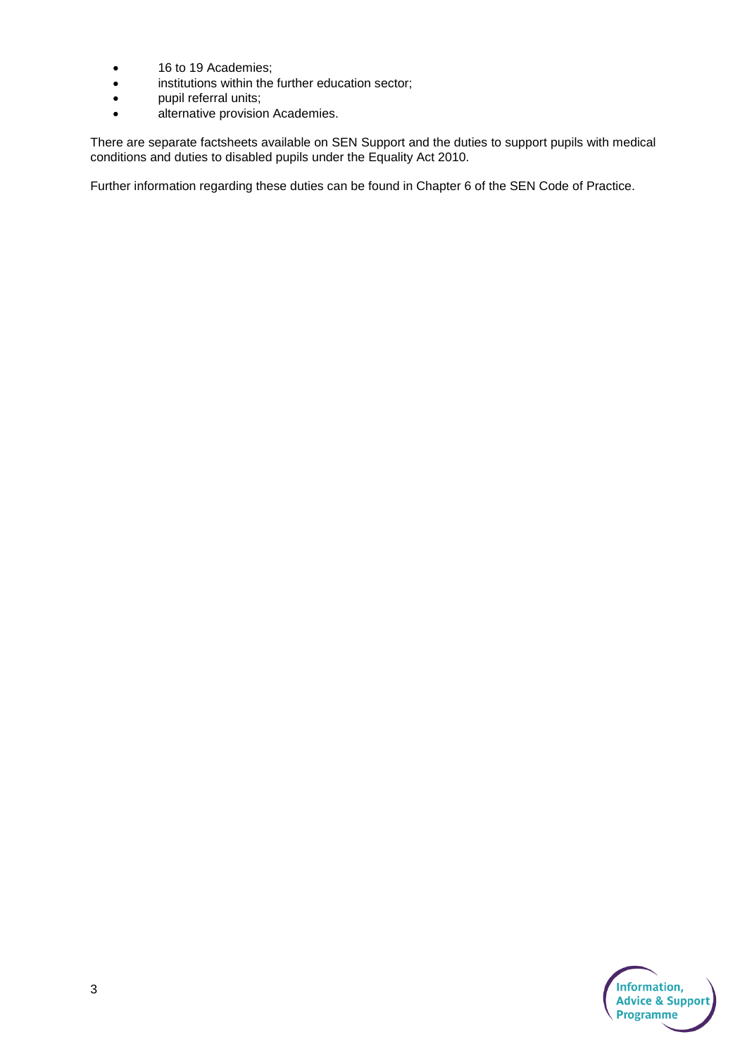- 16 to 19 Academies;
- institutions within the further education sector;
- pupil referral units;
- alternative provision Academies.

There are separate factsheets available on SEN Support and the duties to support pupils with medical conditions and duties to disabled pupils under the Equality Act 2010.

Further information regarding these duties can be found in Chapter 6 of the SEN Code of Practice.